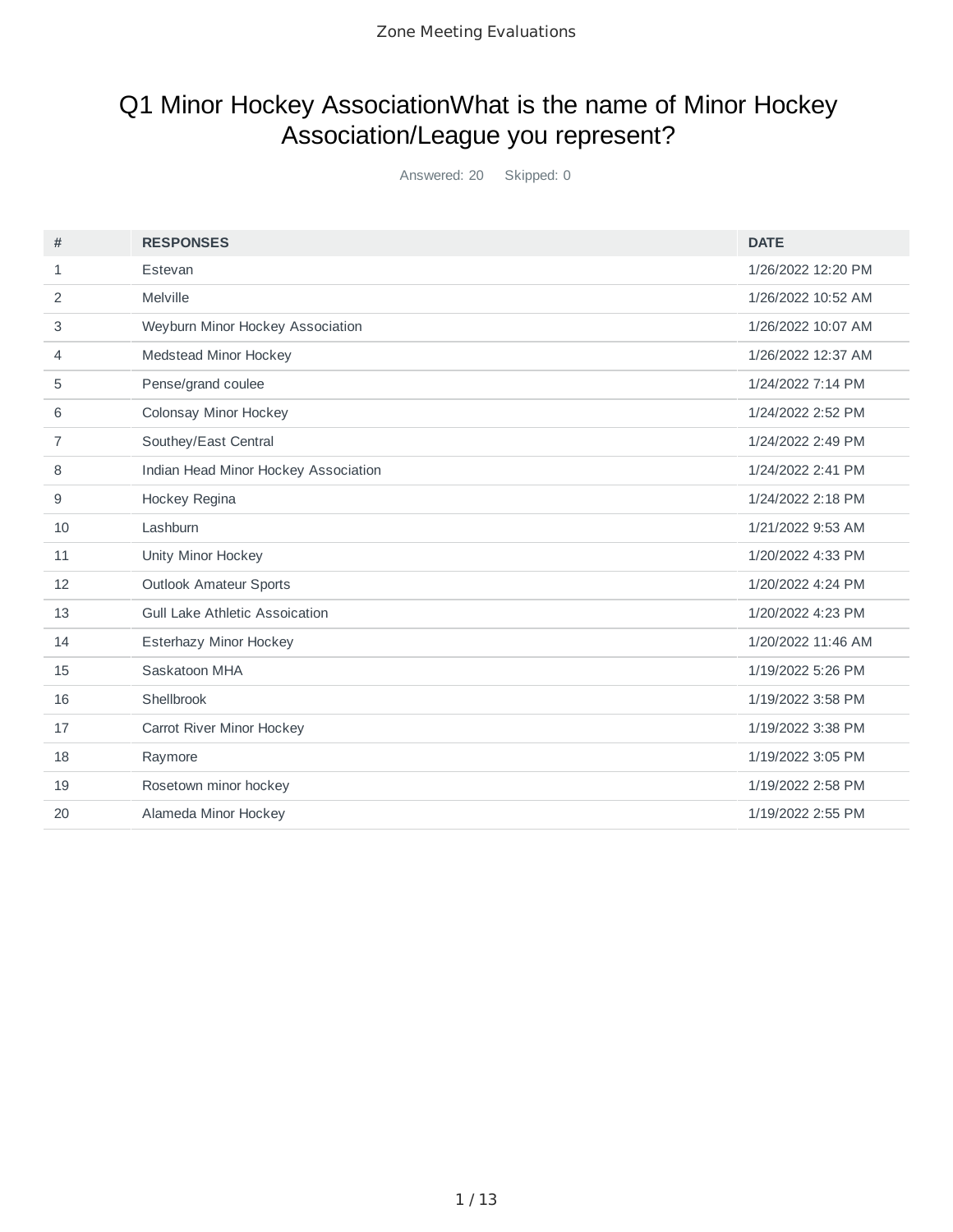# Q1 Minor Hockey AssociationWhat is the name of Minor Hockey Association/League you represent?

Answered: 20 Skipped: 0

| # | RESPONSES | DATE |
|---|---|---|
| 1 | Estevan | 1/26/2022 12:20 PM |
| 2 | Melville | 1/26/2022 10:52 AM |
| 3 | Weyburn Minor Hockey Association | 1/26/2022 10:07 AM |
| 4 | Medstead Minor Hockey | 1/26/2022 12:37 AM |
| 5 | Pense/grand coulee | 1/24/2022 7:14 PM |
| 6 | Colonsay Minor Hockey | 1/24/2022 2:52 PM |
| 7 | Southey/East Central | 1/24/2022 2:49 PM |
| 8 | Indian Head Minor Hockey Association | 1/24/2022 2:41 PM |
| 9 | Hockey Regina | 1/24/2022 2:18 PM |
| 10 | Lashburn | 1/21/2022 9:53 AM |
| 11 | Unity Minor Hockey | 1/20/2022 4:33 PM |
| 12 | Outlook Amateur Sports | 1/20/2022 4:24 PM |
| 13 | Gull Lake Athletic Assoication | 1/20/2022 4:23 PM |
| 14 | Esterhazy Minor Hockey | 1/20/2022 11:46 AM |
| 15 | Saskatoon MHA | 1/19/2022 5:26 PM |
| 16 | Shellbrook | 1/19/2022 3:58 PM |
| 17 | Carrot River Minor Hockey | 1/19/2022 3:38 PM |
| 18 | Raymore | 1/19/2022 3:05 PM |
| 19 | Rosetown minor hockey | 1/19/2022 2:58 PM |
| 20 | Alameda Minor Hockey | 1/19/2022 2:55 PM |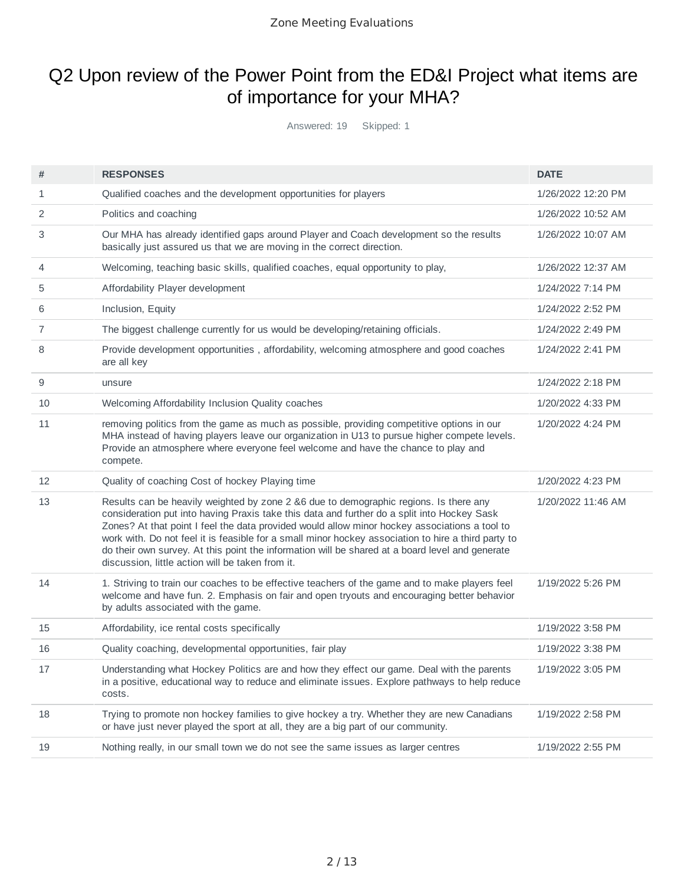# Q2 Upon review of the Power Point from the ED&I Project what items are of importance for your MHA?

Answered: 19 Skipped: 1

| # | RESPONSES | DATE |
|---|---|---|
| 1 | Qualified coaches and the development opportunities for players | 1/26/2022 12:20 PM |
| 2 | Politics and coaching | 1/26/2022 10:52 AM |
| 3 | Our MHA has already identified gaps around Player and Coach development so the results basically just assured us that we are moving in the correct direction. | 1/26/2022 10:07 AM |
| 4 | Welcoming, teaching basic skills, qualified coaches, equal opportunity to play, | 1/26/2022 12:37 AM |
| 5 | Affordability Player development | 1/24/2022 7:14 PM |
| 6 | Inclusion, Equity | 1/24/2022 2:52 PM |
| 7 | The biggest challenge currently for us would be developing/retaining officials. | 1/24/2022 2:49 PM |
| 8 | Provide development opportunities , affordability, welcoming atmosphere and good coaches are all key | 1/24/2022 2:41 PM |
| 9 | unsure | 1/24/2022 2:18 PM |
| 10 | Welcoming Affordability Inclusion Quality coaches | 1/20/2022 4:33 PM |
| 11 | removing politics from the game as much as possible, providing competitive options in our MHA instead of having players leave our organization in U13 to pursue higher compete levels. Provide an atmosphere where everyone feel welcome and have the chance to play and compete. | 1/20/2022 4:24 PM |
| 12 | Quality of coaching Cost of hockey Playing time | 1/20/2022 4:23 PM |
| 13 | Results can be heavily weighted by zone 2 &6 due to demographic regions. Is there any consideration put into having Praxis take this data and further do a split into Hockey Sask Zones? At that point I feel the data provided would allow minor hockey associations a tool to work with. Do not feel it is feasible for a small minor hockey association to hire a third party to do their own survey. At this point the information will be shared at a board level and generate discussion, little action will be taken from it. | 1/20/2022 11:46 AM |
| 14 | 1. Striving to train our coaches to be effective teachers of the game and to make players feel welcome and have fun. 2. Emphasis on fair and open tryouts and encouraging better behavior by adults associated with the game. | 1/19/2022 5:26 PM |
| 15 | Affordability, ice rental costs specifically | 1/19/2022 3:58 PM |
| 16 | Quality coaching, developmental opportunities, fair play | 1/19/2022 3:38 PM |
| 17 | Understanding what Hockey Politics are and how they effect our game. Deal with the parents in a positive, educational way to reduce and eliminate issues. Explore pathways to help reduce costs. | 1/19/2022 3:05 PM |
| 18 | Trying to promote non hockey families to give hockey a try. Whether they are new Canadians or have just never played the sport at all, they are a big part of our community. | 1/19/2022 2:58 PM |
| 19 | Nothing really, in our small town we do not see the same issues as larger centres | 1/19/2022 2:55 PM |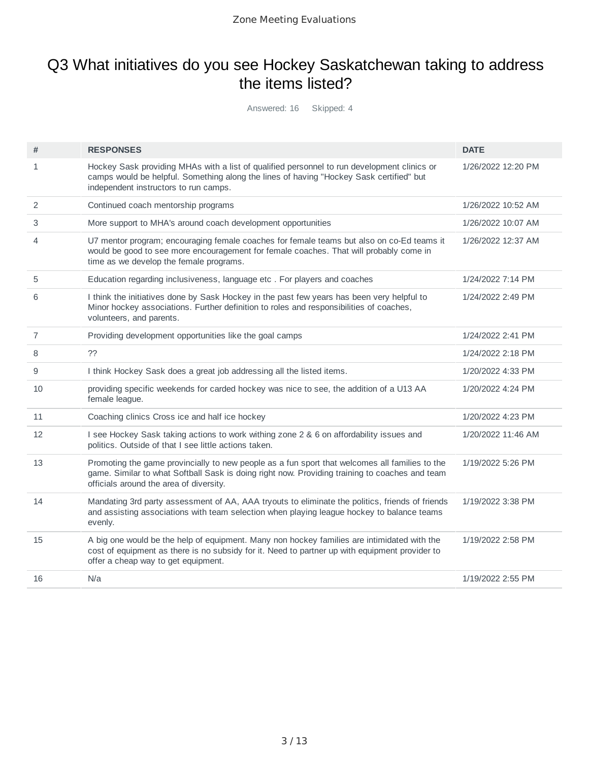# Q3 What initiatives do you see Hockey Saskatchewan taking to address the items listed?

Answered: 16 Skipped: 4

| # | RESPONSES | DATE |
|---|---|---|
| 1 | Hockey Sask providing MHAs with a list of qualified personnel to run development clinics or camps would be helpful. Something along the lines of having "Hockey Sask certified" but independent instructors to run camps. | 1/26/2022 12:20 PM |
| 2 | Continued coach mentorship programs | 1/26/2022 10:52 AM |
| 3 | More support to MHA's around coach development opportunities | 1/26/2022 10:07 AM |
| 4 | U7 mentor program; encouraging female coaches for female teams but also on co-Ed teams it would be good to see more encouragement for female coaches. That will probably come in time as we develop the female programs. | 1/26/2022 12:37 AM |
| 5 | Education regarding inclusiveness, language etc . For players and coaches | 1/24/2022 7:14 PM |
| 6 | I think the initiatives done by Sask Hockey in the past few years has been very helpful to Minor hockey associations. Further definition to roles and responsibilities of coaches, volunteers, and parents. | 1/24/2022 2:49 PM |
| 7 | Providing development opportunities like the goal camps | 1/24/2022 2:41 PM |
| 8 | ?? | 1/24/2022 2:18 PM |
| 9 | I think Hockey Sask does a great job addressing all the listed items. | 1/20/2022 4:33 PM |
| 10 | providing specific weekends for carded hockey was nice to see, the addition of a U13 AA female league. | 1/20/2022 4:24 PM |
| 11 | Coaching clinics Cross ice and half ice hockey | 1/20/2022 4:23 PM |
| 12 | I see Hockey Sask taking actions to work withing zone 2 & 6 on affordability issues and politics. Outside of that I see little actions taken. | 1/20/2022 11:46 AM |
| 13 | Promoting the game provincially to new people as a fun sport that welcomes all families to the game. Similar to what Softball Sask is doing right now. Providing training to coaches and team officials around the area of diversity. | 1/19/2022 5:26 PM |
| 14 | Mandating 3rd party assessment of AA, AAA tryouts to eliminate the politics, friends of friends and assisting associations with team selection when playing league hockey to balance teams evenly. | 1/19/2022 3:38 PM |
| 15 | A big one would be the help of equipment. Many non hockey families are intimidated with the cost of equipment as there is no subsidy for it. Need to partner up with equipment provider to offer a cheap way to get equipment. | 1/19/2022 2:58 PM |
| 16 | N/a | 1/19/2022 2:55 PM |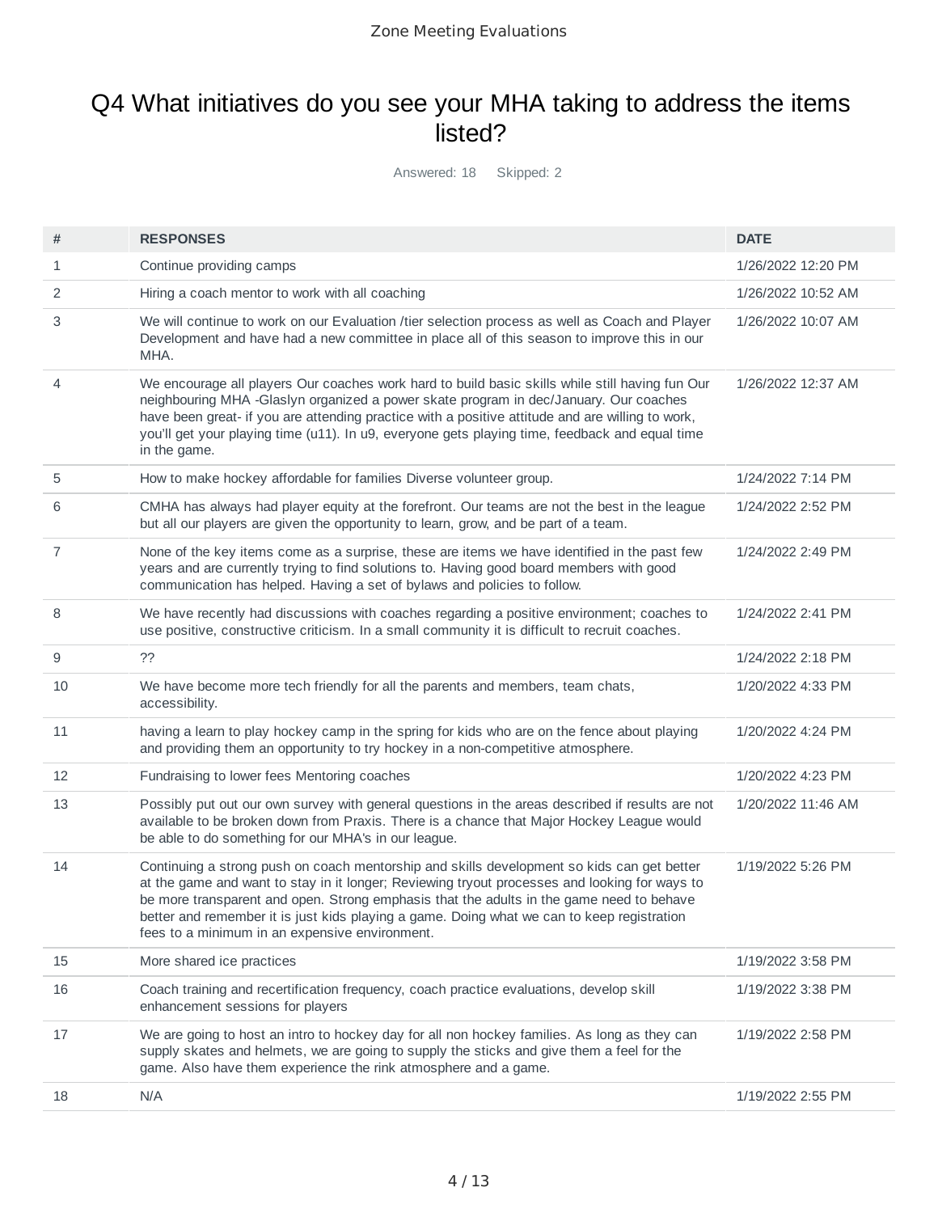# Q4 What initiatives do you see your MHA taking to address the items listed?

Answered: 18 Skipped: 2

| # | RESPONSES | DATE |
|---|---|---|
| 1 | Continue providing camps | 1/26/2022 12:20 PM |
| 2 | Hiring a coach mentor to work with all coaching | 1/26/2022 10:52 AM |
| 3 | We will continue to work on our Evaluation /tier selection process as well as Coach and Player Development and have had a new committee in place all of this season to improve this in our MHA. | 1/26/2022 10:07 AM |
| 4 | We encourage all players Our coaches work hard to build basic skills while still having fun Our neighbouring MHA -Glaslyn organized a power skate program in dec/January. Our coaches have been great- if you are attending practice with a positive attitude and are willing to work, you'll get your playing time (u11). In u9, everyone gets playing time, feedback and equal time in the game. | 1/26/2022 12:37 AM |
| 5 | How to make hockey affordable for families Diverse volunteer group. | 1/24/2022 7:14 PM |
| 6 | CMHA has always had player equity at the forefront. Our teams are not the best in the league but all our players are given the opportunity to learn, grow, and be part of a team. | 1/24/2022 2:52 PM |
| 7 | None of the key items come as a surprise, these are items we have identified in the past few years and are currently trying to find solutions to. Having good board members with good communication has helped. Having a set of bylaws and policies to follow. | 1/24/2022 2:49 PM |
| 8 | We have recently had discussions with coaches regarding a positive environment; coaches to use positive, constructive criticism. In a small community it is difficult to recruit coaches. | 1/24/2022 2:41 PM |
| 9 | ?? | 1/24/2022 2:18 PM |
| 10 | We have become more tech friendly for all the parents and members, team chats, accessibility. | 1/20/2022 4:33 PM |
| 11 | having a learn to play hockey camp in the spring for kids who are on the fence about playing and providing them an opportunity to try hockey in a non-competitive atmosphere. | 1/20/2022 4:24 PM |
| 12 | Fundraising to lower fees Mentoring coaches | 1/20/2022 4:23 PM |
| 13 | Possibly put out our own survey with general questions in the areas described if results are not available to be broken down from Praxis. There is a chance that Major Hockey League would be able to do something for our MHA's in our league. | 1/20/2022 11:46 AM |
| 14 | Continuing a strong push on coach mentorship and skills development so kids can get better at the game and want to stay in it longer; Reviewing tryout processes and looking for ways to be more transparent and open. Strong emphasis that the adults in the game need to behave better and remember it is just kids playing a game. Doing what we can to keep registration fees to a minimum in an expensive environment. | 1/19/2022 5:26 PM |
| 15 | More shared ice practices | 1/19/2022 3:58 PM |
| 16 | Coach training and recertification frequency, coach practice evaluations, develop skill enhancement sessions for players | 1/19/2022 3:38 PM |
| 17 | We are going to host an intro to hockey day for all non hockey families. As long as they can supply skates and helmets, we are going to supply the sticks and give them a feel for the game. Also have them experience the rink atmosphere and a game. | 1/19/2022 2:58 PM |
| 18 | N/A | 1/19/2022 2:55 PM |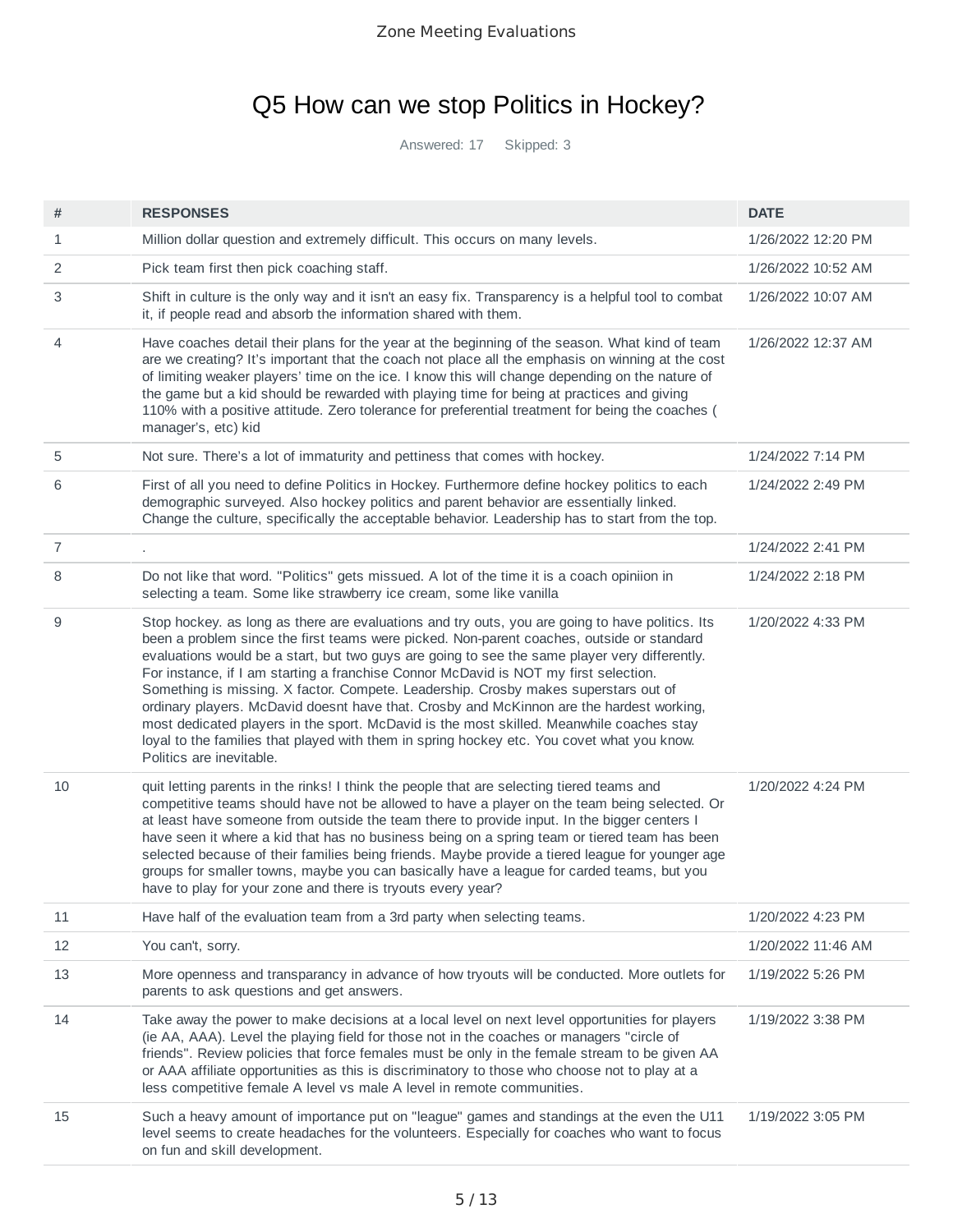# Q5 How can we stop Politics in Hockey?

Answered: 17 Skipped: 3

| # | RESPONSES | DATE |
|---|---|---|
| 1 | Million dollar question and extremely difficult. This occurs on many levels. | 1/26/2022 12:20 PM |
| 2 | Pick team first then pick coaching staff. | 1/26/2022 10:52 AM |
| 3 | Shift in culture is the only way and it isn't an easy fix. Transparency is a helpful tool to combat it, if people read and absorb the information shared with them. | 1/26/2022 10:07 AM |
| 4 | Have coaches detail their plans for the year at the beginning of the season. What kind of team are we creating? It's important that the coach not place all the emphasis on winning at the cost of limiting weaker players' time on the ice. I know this will change depending on the nature of the game but a kid should be rewarded with playing time for being at practices and giving 110% with a positive attitude. Zero tolerance for preferential treatment for being the coaches ( manager's, etc) kid | 1/26/2022 12:37 AM |
| 5 | Not sure. There's a lot of immaturity and pettiness that comes with hockey. | 1/24/2022 7:14 PM |
| 6 | First of all you need to define Politics in Hockey. Furthermore define hockey politics to each demographic surveyed. Also hockey politics and parent behavior are essentially linked. Change the culture, specifically the acceptable behavior. Leadership has to start from the top. | 1/24/2022 2:49 PM |
| 7 | . | 1/24/2022 2:41 PM |
| 8 | Do not like that word. "Politics" gets missued. A lot of the time it is a coach opiniion in selecting a team. Some like strawberry ice cream, some like vanilla | 1/24/2022 2:18 PM |
| 9 | Stop hockey. as long as there are evaluations and try outs, you are going to have politics. Its been a problem since the first teams were picked. Non-parent coaches, outside or standard evaluations would be a start, but two guys are going to see the same player very differently. For instance, if I am starting a franchise Connor McDavid is NOT my first selection. Something is missing. X factor. Compete. Leadership. Crosby makes superstars out of ordinary players. McDavid doesnt have that. Crosby and McKinnon are the hardest working, most dedicated players in the sport. McDavid is the most skilled. Meanwhile coaches stay loyal to the families that played with them in spring hockey etc. You covet what you know. Politics are inevitable. | 1/20/2022 4:33 PM |
| 10 | quit letting parents in the rinks! I think the people that are selecting tiered teams and competitive teams should have not be allowed to have a player on the team being selected. Or at least have someone from outside the team there to provide input. In the bigger centers I have seen it where a kid that has no business being on a spring team or tiered team has been selected because of their families being friends. Maybe provide a tiered league for younger age groups for smaller towns, maybe you can basically have a league for carded teams, but you have to play for your zone and there is tryouts every year? | 1/20/2022 4:24 PM |
| 11 | Have half of the evaluation team from a 3rd party when selecting teams. | 1/20/2022 4:23 PM |
| 12 | You can't, sorry. | 1/20/2022 11:46 AM |
| 13 | More openness and transparancy in advance of how tryouts will be conducted. More outlets for parents to ask questions and get answers. | 1/19/2022 5:26 PM |
| 14 | Take away the power to make decisions at a local level on next level opportunities for players (ie AA, AAA). Level the playing field for those not in the coaches or managers "circle of friends". Review policies that force females must be only in the female stream to be given AA or AAA affiliate opportunities as this is discriminatory to those who choose not to play at a less competitive female A level vs male A level in remote communities. | 1/19/2022 3:38 PM |
| 15 | Such a heavy amount of importance put on "league" games and standings at the even the U11 level seems to create headaches for the volunteers. Especially for coaches who want to focus on fun and skill development. | 1/19/2022 3:05 PM |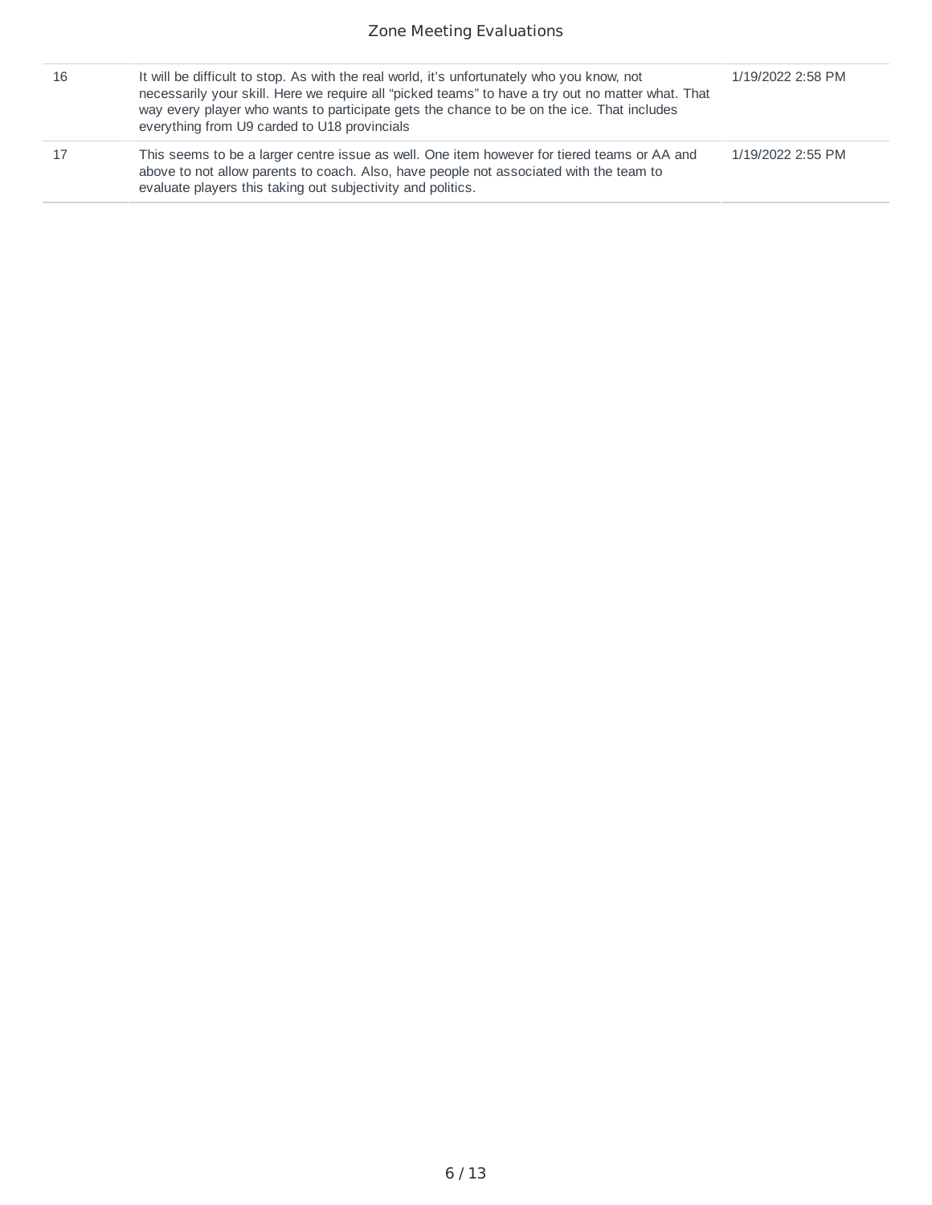| | | |
|---|---|---|
| 16 | It will be difficult to stop. As with the real world, it's unfortunately who you know, not necessarily your skill. Here we require all "picked teams" to have a try out no matter what. That way every player who wants to participate gets the chance to be on the ice. That includes everything from U9 carded to U18 provincials | 1/19/2022 2:58 PM |
| 17 | This seems to be a larger centre issue as well. One item however for tiered teams or AA and above to not allow parents to coach. Also, have people not associated with the team to evaluate players this taking out subjectivity and politics. | 1/19/2022 2:55 PM |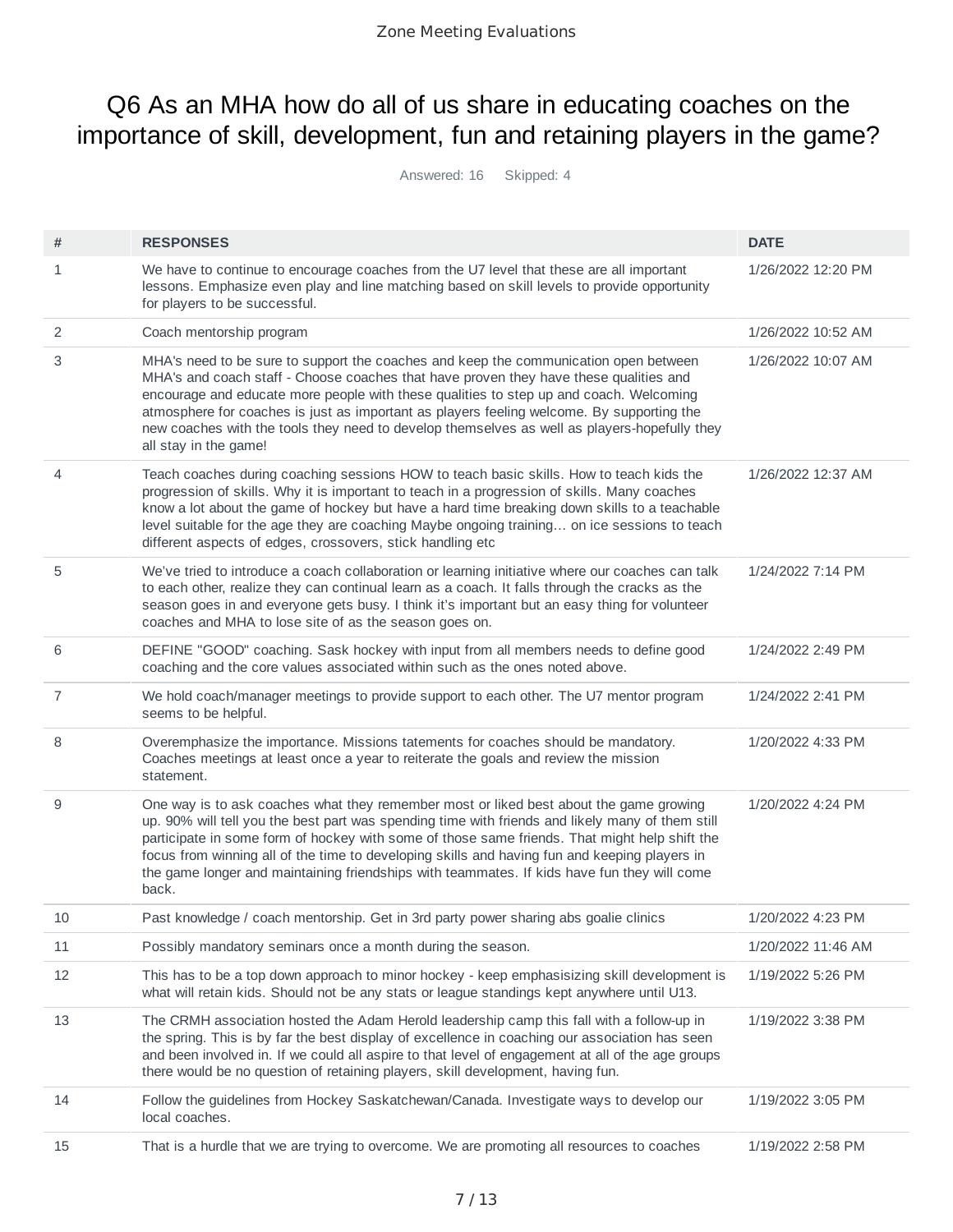# Q6 As an MHA how do all of us share in educating coaches on the importance of skill, development, fun and retaining players in the game?

Answered: 16 Skipped: 4

| # | RESPONSES | DATE |
|---|---|---|
| 1 | We have to continue to encourage coaches from the U7 level that these are all important lessons. Emphasize even play and line matching based on skill levels to provide opportunity for players to be successful. | 1/26/2022 12:20 PM |
| 2 | Coach mentorship program | 1/26/2022 10:52 AM |
| 3 | MHA's need to be sure to support the coaches and keep the communication open between MHA's and coach staff - Choose coaches that have proven they have these qualities and encourage and educate more people with these qualities to step up and coach. Welcoming atmosphere for coaches is just as important as players feeling welcome. By supporting the new coaches with the tools they need to develop themselves as well as players-hopefully they all stay in the game! | 1/26/2022 10:07 AM |
| 4 | Teach coaches during coaching sessions HOW to teach basic skills. How to teach kids the progression of skills. Why it is important to teach in a progression of skills. Many coaches know a lot about the game of hockey but have a hard time breaking down skills to a teachable level suitable for the age they are coaching Maybe ongoing training… on ice sessions to teach different aspects of edges, crossovers, stick handling etc | 1/26/2022 12:37 AM |
| 5 | We've tried to introduce a coach collaboration or learning initiative where our coaches can talk to each other, realize they can continual learn as a coach. It falls through the cracks as the season goes in and everyone gets busy. I think it's important but an easy thing for volunteer coaches and MHA to lose site of as the season goes on. | 1/24/2022 7:14 PM |
| 6 | DEFINE "GOOD" coaching. Sask hockey with input from all members needs to define good coaching and the core values associated within such as the ones noted above. | 1/24/2022 2:49 PM |
| 7 | We hold coach/manager meetings to provide support to each other. The U7 mentor program seems to be helpful. | 1/24/2022 2:41 PM |
| 8 | Overemphasize the importance. Missions tatements for coaches should be mandatory. Coaches meetings at least once a year to reiterate the goals and review the mission statement. | 1/20/2022 4:33 PM |
| 9 | One way is to ask coaches what they remember most or liked best about the game growing up. 90% will tell you the best part was spending time with friends and likely many of them still participate in some form of hockey with some of those same friends. That might help shift the focus from winning all of the time to developing skills and having fun and keeping players in the game longer and maintaining friendships with teammates. If kids have fun they will come back. | 1/20/2022 4:24 PM |
| 10 | Past knowledge / coach mentorship. Get in 3rd party power sharing abs goalie clinics | 1/20/2022 4:23 PM |
| 11 | Possibly mandatory seminars once a month during the season. | 1/20/2022 11:46 AM |
| 12 | This has to be a top down approach to minor hockey - keep emphasisizing skill development is what will retain kids. Should not be any stats or league standings kept anywhere until U13. | 1/19/2022 5:26 PM |
| 13 | The CRMH association hosted the Adam Herold leadership camp this fall with a follow-up in the spring. This is by far the best display of excellence in coaching our association has seen and been involved in. If we could all aspire to that level of engagement at all of the age groups there would be no question of retaining players, skill development, having fun. | 1/19/2022 3:38 PM |
| 14 | Follow the guidelines from Hockey Saskatchewan/Canada. Investigate ways to develop our local coaches. | 1/19/2022 3:05 PM |
| 15 | That is a hurdle that we are trying to overcome. We are promoting all resources to coaches | 1/19/2022 2:58 PM |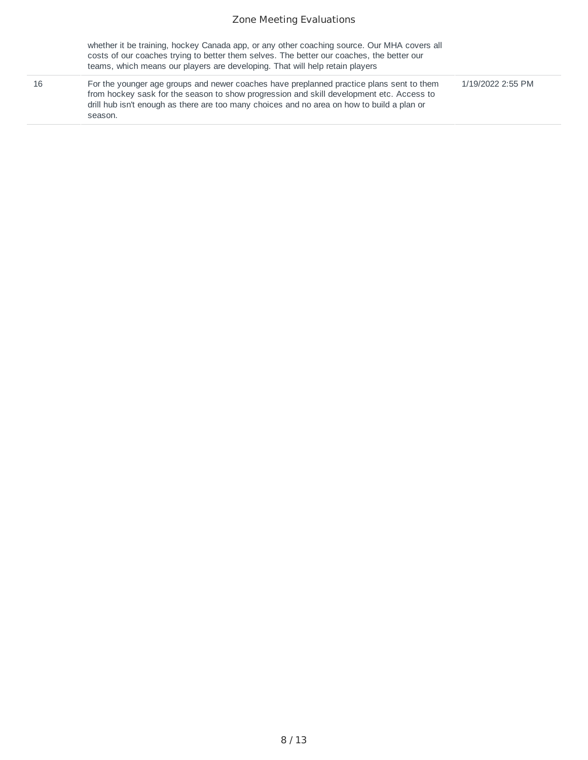|  |  |  |
|---|---|---|
|  | whether it be training, hockey Canada app, or any other coaching source. Our MHA covers all costs of our coaches trying to better them selves. The better our coaches, the better our teams, which means our players are developing. That will help retain players |  |
| 16 | For the younger age groups and newer coaches have preplanned practice plans sent to them from hockey sask for the season to show progression and skill development etc. Access to drill hub isn't enough as there are too many choices and no area on how to build a plan or season. | 1/19/2022 2:55 PM |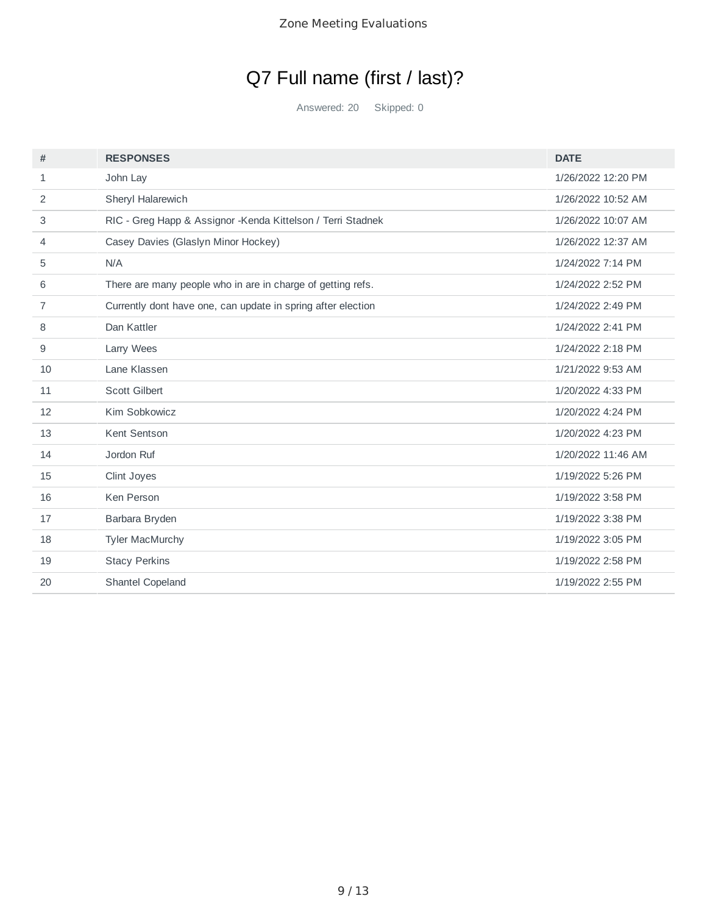# Q7 Full name (first / last)?

Answered: 20 Skipped: 0

| # | RESPONSES | DATE |
|---|---|---|
| 1 | John Lay | 1/26/2022 12:20 PM |
| 2 | Sheryl Halarewich | 1/26/2022 10:52 AM |
| 3 | RIC - Greg Happ & Assignor -Kenda Kittelson / Terri Stadnek | 1/26/2022 10:07 AM |
| 4 | Casey Davies (Glaslyn Minor Hockey) | 1/26/2022 12:37 AM |
| 5 | N/A | 1/24/2022 7:14 PM |
| 6 | There are many people who in are in charge of getting refs. | 1/24/2022 2:52 PM |
| 7 | Currently dont have one, can update in spring after election | 1/24/2022 2:49 PM |
| 8 | Dan Kattler | 1/24/2022 2:41 PM |
| 9 | Larry Wees | 1/24/2022 2:18 PM |
| 10 | Lane Klassen | 1/21/2022 9:53 AM |
| 11 | Scott Gilbert | 1/20/2022 4:33 PM |
| 12 | Kim Sobkowicz | 1/20/2022 4:24 PM |
| 13 | Kent Sentson | 1/20/2022 4:23 PM |
| 14 | Jordon Ruf | 1/20/2022 11:46 AM |
| 15 | Clint Joyes | 1/19/2022 5:26 PM |
| 16 | Ken Person | 1/19/2022 3:58 PM |
| 17 | Barbara Bryden | 1/19/2022 3:38 PM |
| 18 | Tyler MacMurchy | 1/19/2022 3:05 PM |
| 19 | Stacy Perkins | 1/19/2022 2:58 PM |
| 20 | Shantel Copeland | 1/19/2022 2:55 PM |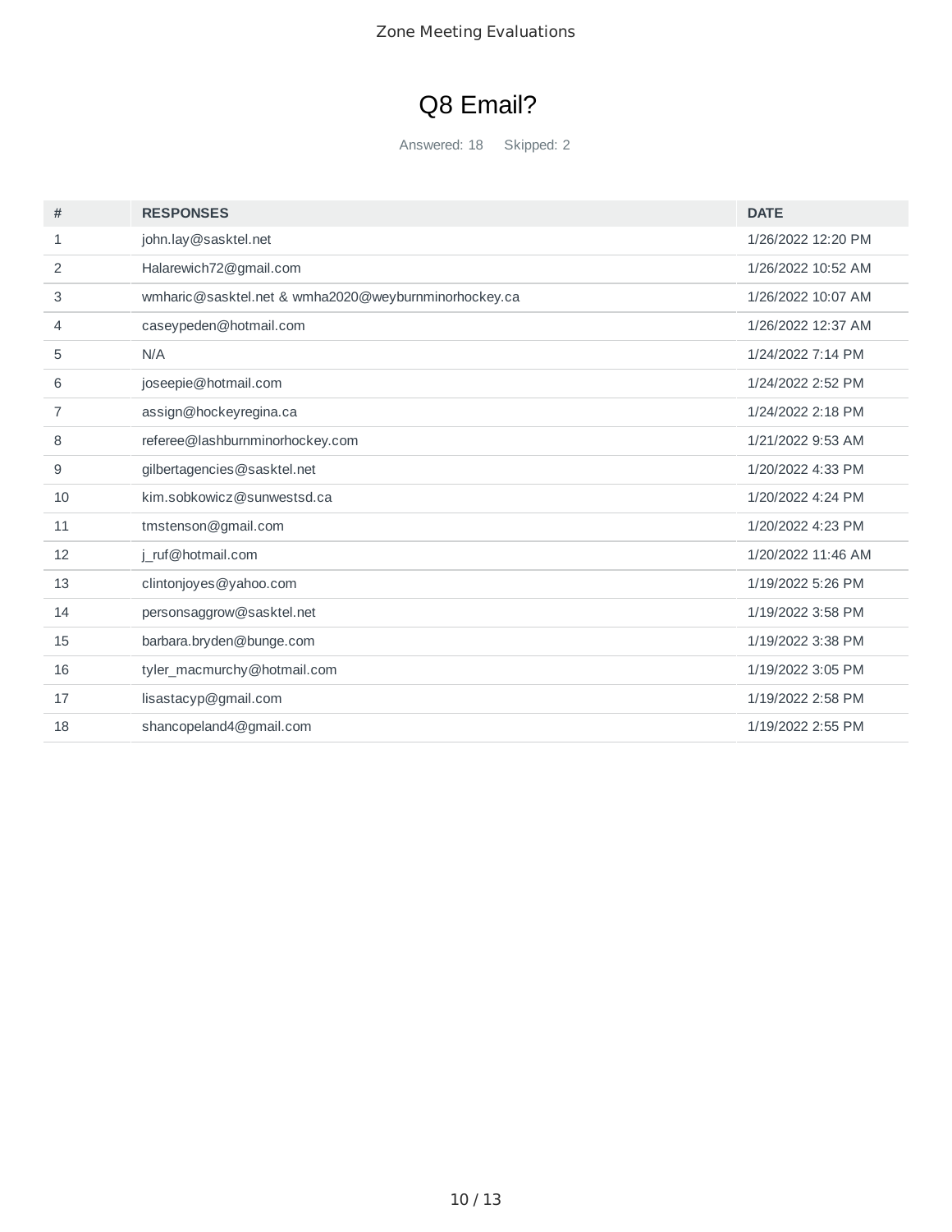# Q8 Email?

Answered: 18 Skipped: 2

| # | RESPONSES | DATE |
|---|---|---|
| 1 | john.lay@sasktel.net | 1/26/2022 12:20 PM |
| 2 | Halarewich72@gmail.com | 1/26/2022 10:52 AM |
| 3 | wmharic@sasktel.net & wmha2020@weyburnminorhockey.ca | 1/26/2022 10:07 AM |
| 4 | caseypeden@hotmail.com | 1/26/2022 12:37 AM |
| 5 | N/A | 1/24/2022 7:14 PM |
| 6 | joseepie@hotmail.com | 1/24/2022 2:52 PM |
| 7 | assign@hockeyregina.ca | 1/24/2022 2:18 PM |
| 8 | referee@lashburnminorhockey.com | 1/21/2022 9:53 AM |
| 9 | gilbertagencies@sasktel.net | 1/20/2022 4:33 PM |
| 10 | kim.sobkowicz@sunwestsd.ca | 1/20/2022 4:24 PM |
| 11 | tmstenson@gmail.com | 1/20/2022 4:23 PM |
| 12 | j_ruf@hotmail.com | 1/20/2022 11:46 AM |
| 13 | clintonjoyes@yahoo.com | 1/19/2022 5:26 PM |
| 14 | personsaggrow@sasktel.net | 1/19/2022 3:58 PM |
| 15 | barbara.bryden@bunge.com | 1/19/2022 3:38 PM |
| 16 | tyler_macmurchy@hotmail.com | 1/19/2022 3:05 PM |
| 17 | lisastacyp@gmail.com | 1/19/2022 2:58 PM |
| 18 | shancopeland4@gmail.com | 1/19/2022 2:55 PM |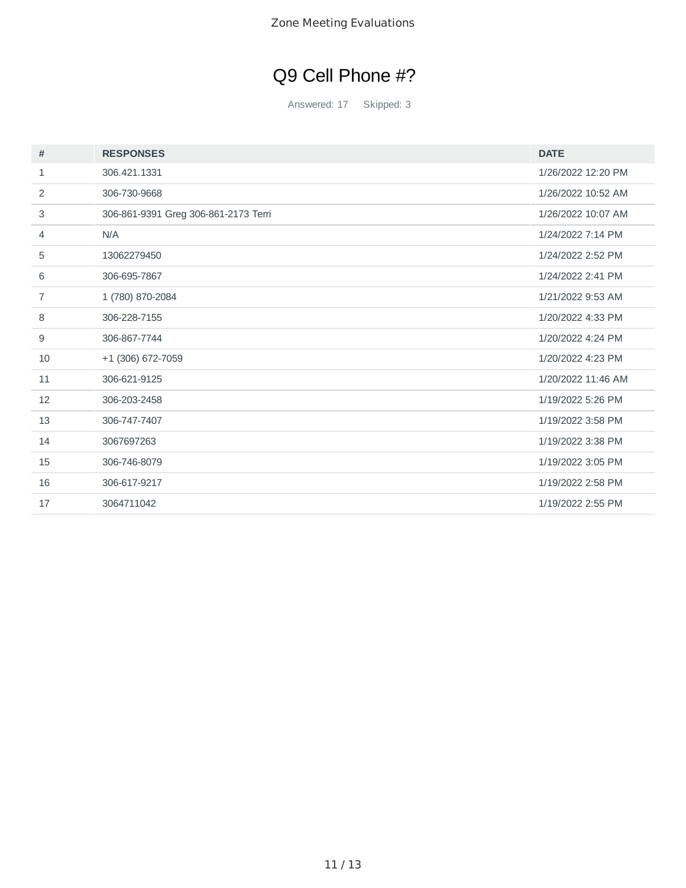# Q9 Cell Phone #?

Answered: 17 Skipped: 3

| # | RESPONSES | DATE |
|---|---|---|
| 1 | 306.421.1331 | 1/26/2022 12:20 PM |
| 2 | 306-730-9668 | 1/26/2022 10:52 AM |
| 3 | 306-861-9391 Greg 306-861-2173 Terri | 1/26/2022 10:07 AM |
| 4 | N/A | 1/24/2022 7:14 PM |
| 5 | 13062279450 | 1/24/2022 2:52 PM |
| 6 | 306-695-7867 | 1/24/2022 2:41 PM |
| 7 | 1 (780) 870-2084 | 1/21/2022 9:53 AM |
| 8 | 306-228-7155 | 1/20/2022 4:33 PM |
| 9 | 306-867-7744 | 1/20/2022 4:24 PM |
| 10 | +1 (306) 672-7059 | 1/20/2022 4:23 PM |
| 11 | 306-621-9125 | 1/20/2022 11:46 AM |
| 12 | 306-203-2458 | 1/19/2022 5:26 PM |
| 13 | 306-747-7407 | 1/19/2022 3:58 PM |
| 14 | 3067697263 | 1/19/2022 3:38 PM |
| 15 | 306-746-8079 | 1/19/2022 3:05 PM |
| 16 | 306-617-9217 | 1/19/2022 2:58 PM |
| 17 | 3064711042 | 1/19/2022 2:55 PM |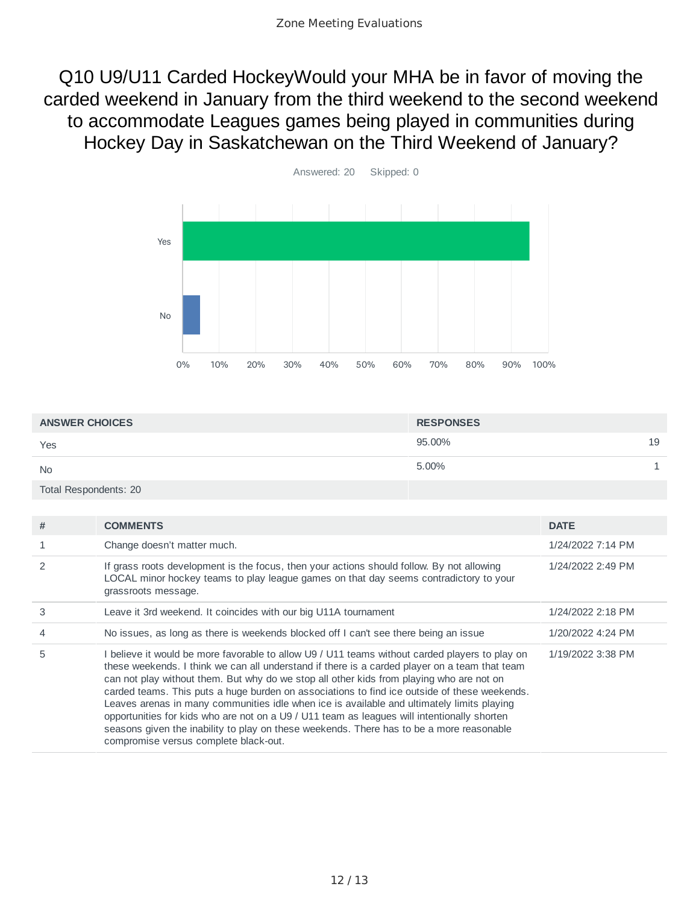# Q10 U9/U11 Carded HockeyWould your MHA be in favor of moving the carded weekend in January from the third weekend to the second weekend to accommodate Leagues games being played in communities during Hockey Day in Saskatchewan on the Third Weekend of January?

Answered: 20 Skipped: 0

| ANSWER CHOICES | RESPONSES | |
|---|---|---|
| Yes | 95.00% | 19 |
| No | 5.00% | 1 |
| Total Respondents: 20 | | |

| # | COMMENTS | DATE |
|---|---|---|
| 1 | Change doesn't matter much. | 1/24/2022 7:14 PM |
| 2 | If grass roots development is the focus, then your actions should follow. By not allowing LOCAL minor hockey teams to play league games on that day seems contradictory to your grassroots message. | 1/24/2022 2:49 PM |
| 3 | Leave it 3rd weekend. It coincides with our big U11A tournament | 1/24/2022 2:18 PM |
| 4 | No issues, as long as there is weekends blocked off I can't see there being an issue | 1/20/2022 4:24 PM |
| 5 | I believe it would be more favorable to allow U9 / U11 teams without carded players to play on these weekends. I think we can all understand if there is a carded player on a team that team can not play without them. But why do we stop all other kids from playing who are not on carded teams. This puts a huge burden on associations to find ice outside of these weekends. Leaves arenas in many communities idle when ice is available and ultimately limits playing opportunities for kids who are not on a U9 / U11 team as leagues will intentionally shorten seasons given the inability to play on these weekends. There has to be a more reasonable compromise versus complete black-out. | 1/19/2022 3:38 PM |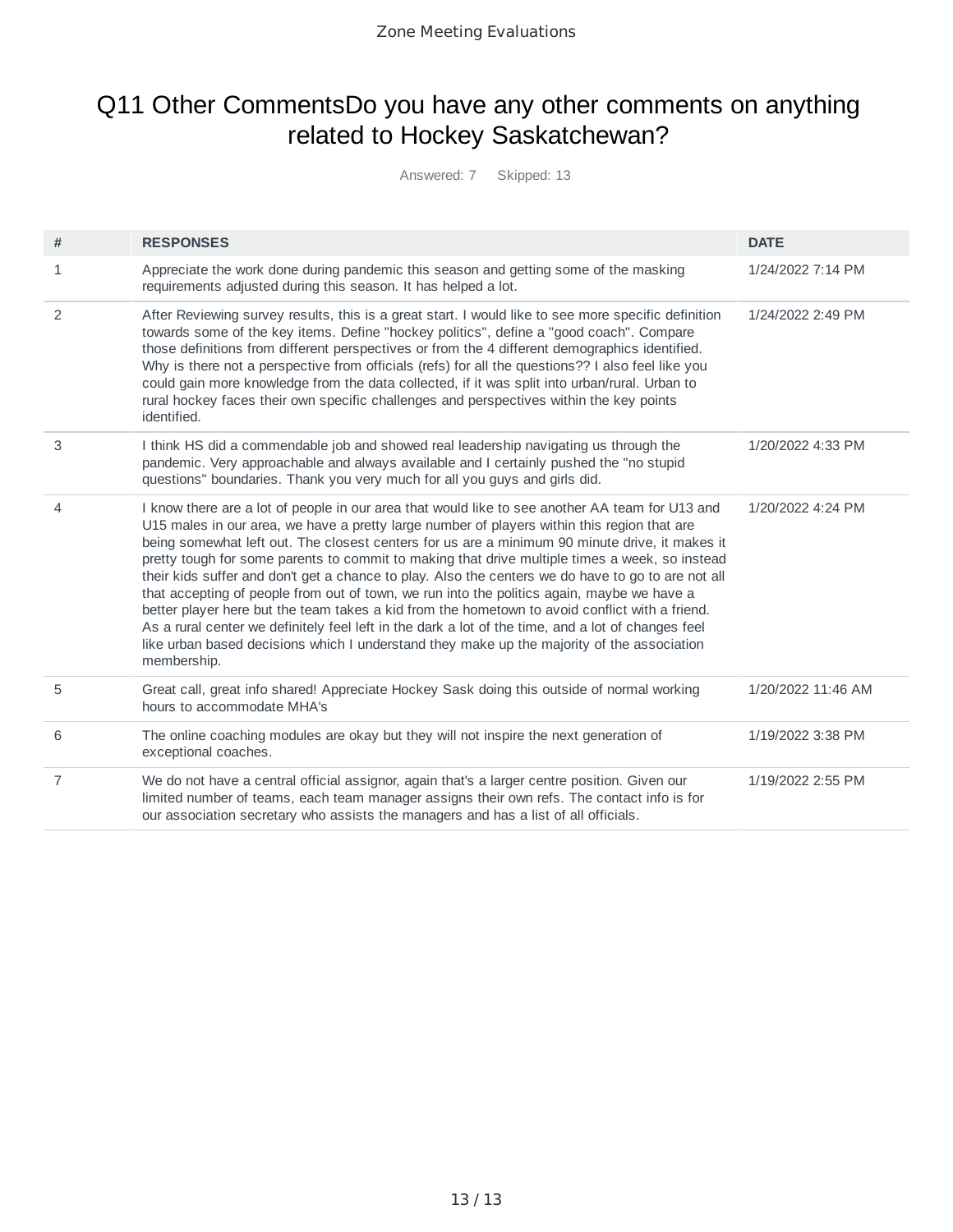# Q11 Other CommentsDo you have any other comments on anything related to Hockey Saskatchewan?

Answered: 7 Skipped: 13

| # | RESPONSES | DATE |
|---|---|---|
| 1 | Appreciate the work done during pandemic this season and getting some of the masking requirements adjusted during this season. It has helped a lot. | 1/24/2022 7:14 PM |
| 2 | After Reviewing survey results, this is a great start. I would like to see more specific definition towards some of the key items. Define "hockey politics", define a "good coach". Compare those definitions from different perspectives or from the 4 different demographics identified. Why is there not a perspective from officials (refs) for all the questions?? I also feel like you could gain more knowledge from the data collected, if it was split into urban/rural. Urban to rural hockey faces their own specific challenges and perspectives within the key points identified. | 1/24/2022 2:49 PM |
| 3 | I think HS did a commendable job and showed real leadership navigating us through the pandemic. Very approachable and always available and I certainly pushed the "no stupid questions" boundaries. Thank you very much for all you guys and girls did. | 1/20/2022 4:33 PM |
| 4 | I know there are a lot of people in our area that would like to see another AA team for U13 and U15 males in our area, we have a pretty large number of players within this region that are being somewhat left out. The closest centers for us are a minimum 90 minute drive, it makes it pretty tough for some parents to commit to making that drive multiple times a week, so instead their kids suffer and don't get a chance to play. Also the centers we do have to go to are not all that accepting of people from out of town, we run into the politics again, maybe we have a better player here but the team takes a kid from the hometown to avoid conflict with a friend. As a rural center we definitely feel left in the dark a lot of the time, and a lot of changes feel like urban based decisions which I understand they make up the majority of the association membership. | 1/20/2022 4:24 PM |
| 5 | Great call, great info shared! Appreciate Hockey Sask doing this outside of normal working hours to accommodate MHA's | 1/20/2022 11:46 AM |
| 6 | The online coaching modules are okay but they will not inspire the next generation of exceptional coaches. | 1/19/2022 3:38 PM |
| 7 | We do not have a central official assignor, again that's a larger centre position. Given our limited number of teams, each team manager assigns their own refs. The contact info is for our association secretary who assists the managers and has a list of all officials. | 1/19/2022 2:55 PM |